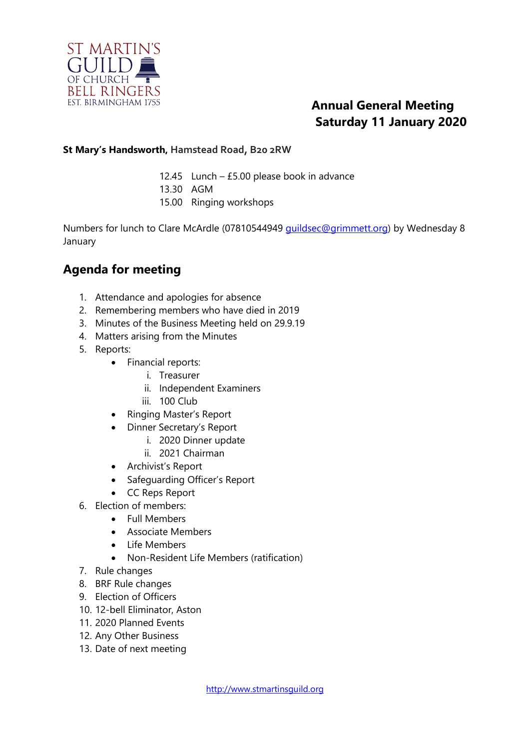ST MARTIN'S GUILD OF CHURCH BELL RINGERS
EST. BIRMINGHAM 1755

# Annual General Meeting
# Saturday 11 January 2020

**St Mary's Handsworth, Hamstead Road, B20 2RW**

12.45 Lunch – £5.00 please book in advance
13.30 AGM
15.00 Ringing workshops

Numbers for lunch to Clare McArdle (07810544949 guildsec@grimmett.org) by Wednesday 8 January

## Agenda for meeting

1. Attendance and apologies for absence
2. Remembering members who have died in 2019
3. Minutes of the Business Meeting held on 29.9.19
4. Matters arising from the Minutes
5. Reports:
   - Financial reports:
     i. Treasurer
     ii. Independent Examiners
     iii. 100 Club
   - Ringing Master's Report
   - Dinner Secretary's Report
     i. 2020 Dinner update
     ii. 2021 Chairman
   - Archivist's Report
   - Safeguarding Officer's Report
   - CC Reps Report
6. Election of members:
   - Full Members
   - Associate Members
   - Life Members
   - Non-Resident Life Members (ratification)
7. Rule changes
8. BRF Rule changes
9. Election of Officers
10. 12-bell Eliminator, Aston
11. 2020 Planned Events
12. Any Other Business
13. Date of next meeting

http://www.stmartinsguild.org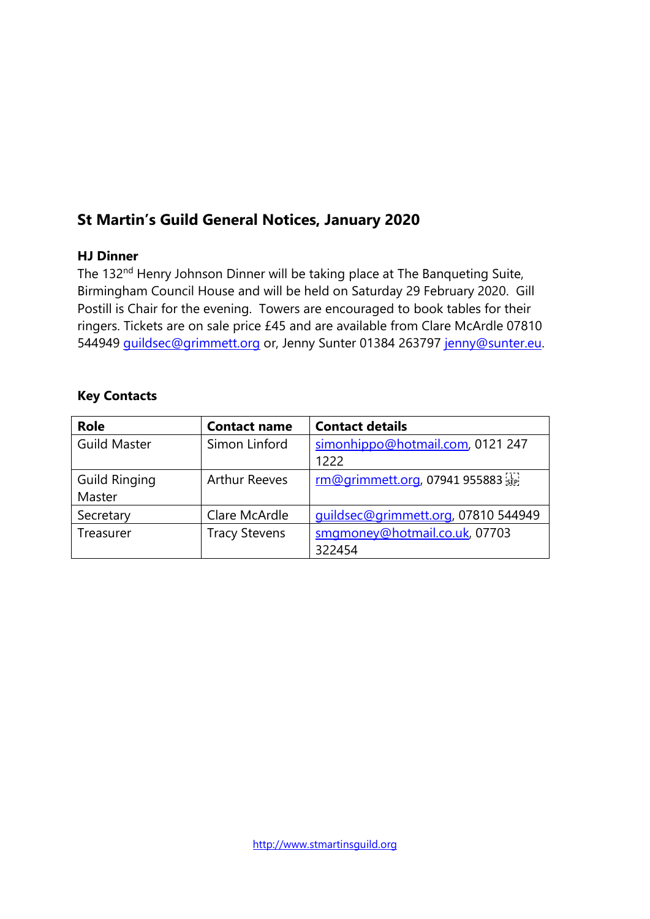## St Martin's Guild General Notices, January 2020

### HJ Dinner

The 132nd Henry Johnson Dinner will be taking place at The Banqueting Suite, Birmingham Council House and will be held on Saturday 29 February 2020. Gill Postill is Chair for the evening. Towers are encouraged to book tables for their ringers. Tickets are on sale price £45 and are available from Clare McArdle 07810 544949 guildsec@grimmett.org or, Jenny Sunter 01384 263797 jenny@sunter.eu.

### Key Contacts

| Role | Contact name | Contact details |
|---|---|---|
| Guild Master | Simon Linford | simonhippo@hotmail.com, 0121 247 1222 |
| Guild Ringing Master | Arthur Reeves | rm@grimmett.org, 07941 955883 |
| Secretary | Clare McArdle | guildsec@grimmett.org, 07810 544949 |
| Treasurer | Tracy Stevens | smgmoney@hotmail.co.uk, 07703 322454 |

http://www.stmartinsguild.org